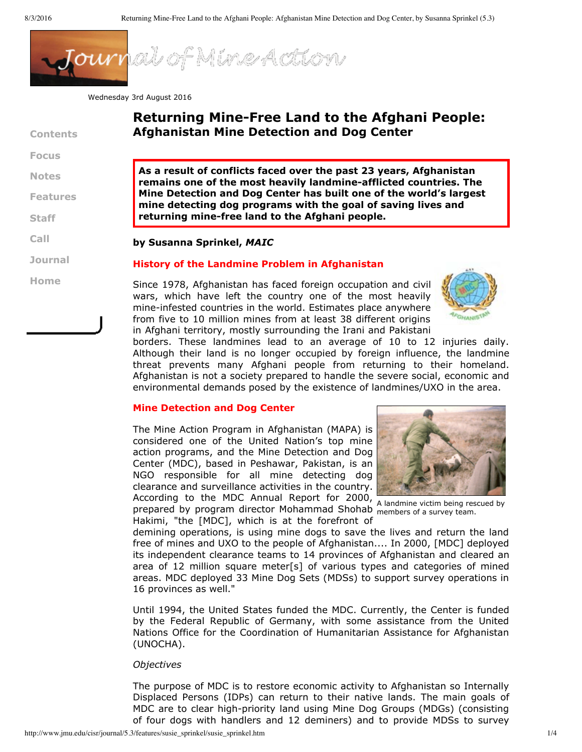Wednesday 3rd August 2016

# Returning Mine-Free Land to the Afghani People:
## Afghanistan Mine Detection and Dog Center

**As a result of conflicts faced over the past 23 years, Afghanistan remains one of the most heavily landmine-afflicted countries. The Mine Detection and Dog Center has built one of the world's largest mine detecting dog programs with the goal of saving lives and returning mine-free land to the Afghani people.**

**by Susanna Sprinkel, *MAIC***

### History of the Landmine Problem in Afghanistan

Since 1978, Afghanistan has faced foreign occupation and civil wars, which have left the country one of the most heavily mine-infested countries in the world. Estimates place anywhere from five to 10 million mines from at least 38 different origins in Afghani territory, mostly surrounding the Irani and Pakistani borders. These landmines lead to an average of 10 to 12 injuries daily. Although their land is no longer occupied by foreign influence, the landmine threat prevents many Afghani people from returning to their homeland. Afghanistan is not a society prepared to handle the severe social, economic and environmental demands posed by the existence of landmines/UXO in the area.

### Mine Detection and Dog Center

The Mine Action Program in Afghanistan (MAPA) is considered one of the United Nation's top mine action programs, and the Mine Detection and Dog Center (MDC), based in Peshawar, Pakistan, is an NGO responsible for all mine detecting dog clearance and surveillance activities in the country. According to the MDC Annual Report for 2000, prepared by program director Mohammad Shohab Hakimi, "the [MDC], which is at the forefront of demining operations, is using mine dogs to save the lives and return the land free of mines and UXO to the people of Afghanistan.... In 2000, [MDC] deployed its independent clearance teams to 14 provinces of Afghanistan and cleared an area of 12 million square meter[s] of various types and categories of mined areas. MDC deployed 33 Mine Dog Sets (MDSs) to support survey operations in 16 provinces as well."

A landmine victim being rescued by members of a survey team.

Until 1994, the United States funded the MDC. Currently, the Center is funded by the Federal Republic of Germany, with some assistance from the United Nations Office for the Coordination of Humanitarian Assistance for Afghanistan (UNOCHA).

*Objectives*

The purpose of MDC is to restore economic activity to Afghanistan so Internally Displaced Persons (IDPs) can return to their native lands. The main goals of MDC are to clear high-priority land using Mine Dog Groups (MDGs) (consisting of four dogs with handlers and 12 deminers) and to provide MDSs to survey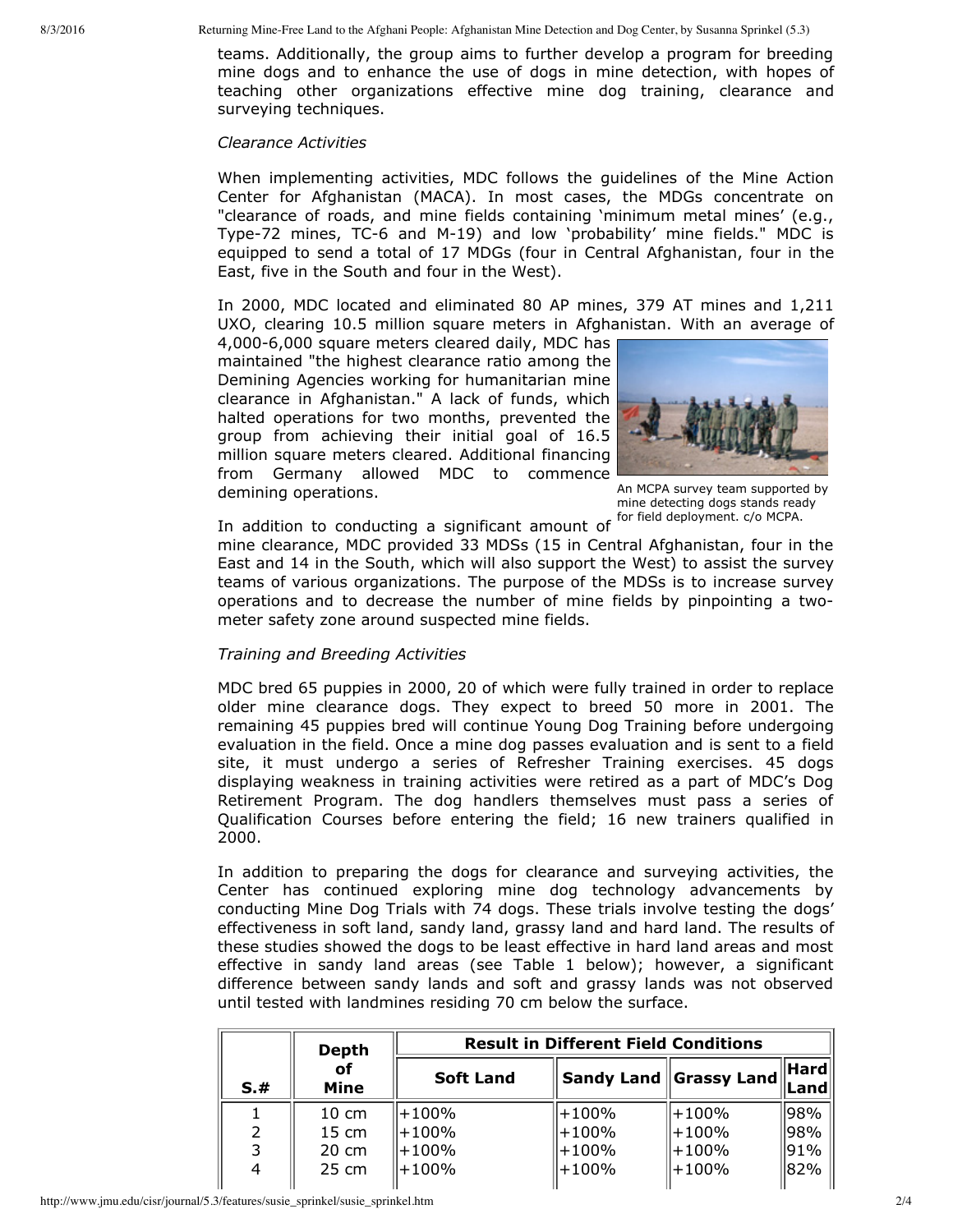teams. Additionally, the group aims to further develop a program for breeding mine dogs and to enhance the use of dogs in mine detection, with hopes of teaching other organizations effective mine dog training, clearance and surveying techniques.

*Clearance Activities*

When implementing activities, MDC follows the guidelines of the Mine Action Center for Afghanistan (MACA). In most cases, the MDGs concentrate on "clearance of roads, and mine fields containing 'minimum metal mines' (e.g., Type-72 mines, TC-6 and M-19) and low 'probability' mine fields." MDC is equipped to send a total of 17 MDGs (four in Central Afghanistan, four in the East, five in the South and four in the West).

In 2000, MDC located and eliminated 80 AP mines, 379 AT mines and 1,211 UXO, clearing 10.5 million square meters in Afghanistan. With an average of 4,000-6,000 square meters cleared daily, MDC has maintained "the highest clearance ratio among the Demining Agencies working for humanitarian mine clearance in Afghanistan." A lack of funds, which halted operations for two months, prevented the group from achieving their initial goal of 16.5 million square meters cleared. Additional financing from Germany allowed MDC to commence demining operations.

An MCPA survey team supported by mine detecting dogs stands ready for field deployment. c/o MCPA.

In addition to conducting a significant amount of mine clearance, MDC provided 33 MDSs (15 in Central Afghanistan, four in the East and 14 in the South, which will also support the West) to assist the survey teams of various organizations. The purpose of the MDSs is to increase survey operations and to decrease the number of mine fields by pinpointing a two-meter safety zone around suspected mine fields.

*Training and Breeding Activities*

MDC bred 65 puppies in 2000, 20 of which were fully trained in order to replace older mine clearance dogs. They expect to breed 50 more in 2001. The remaining 45 puppies bred will continue Young Dog Training before undergoing evaluation in the field. Once a mine dog passes evaluation and is sent to a field site, it must undergo a series of Refresher Training exercises. 45 dogs displaying weakness in training activities were retired as a part of MDC's Dog Retirement Program. The dog handlers themselves must pass a series of Qualification Courses before entering the field; 16 new trainers qualified in 2000.

In addition to preparing the dogs for clearance and surveying activities, the Center has continued exploring mine dog technology advancements by conducting Mine Dog Trials with 74 dogs. These trials involve testing the dogs' effectiveness in soft land, sandy land, grassy land and hard land. The results of these studies showed the dogs to be least effective in hard land areas and most effective in sandy land areas (see Table 1 below); however, a significant difference between sandy lands and soft and grassy lands was not observed until tested with landmines residing 70 cm below the surface.

| S.# | Depth of Mine | Result in Different Field Conditions | | | |
|---|---|---|---|---|---|
| | | Soft Land | Sandy Land | Grassy Land | Hard Land |
| 1 | 10 cm | +100% | +100% | +100% | 98% |
| 2 | 15 cm | +100% | +100% | +100% | 98% |
| 3 | 20 cm | +100% | +100% | +100% | 91% |
| 4 | 25 cm | +100% | +100% | +100% | 82% |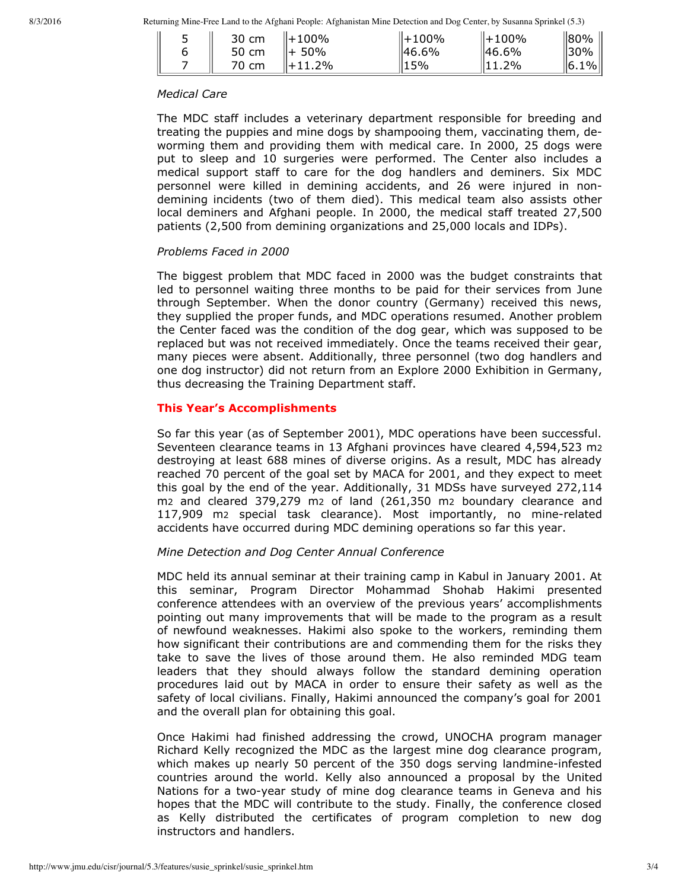| 5 | 30 cm | +100% | +100% | +100% | 80% |
|---|---|---|---|---|---|
| 6 | 50 cm | + 50% | 46.6% | 46.6% | 30% |
| 7 | 70 cm | +11.2% | 15% | 11.2% | 6.1% |

*Medical Care*

The MDC staff includes a veterinary department responsible for breeding and treating the puppies and mine dogs by shampooing them, vaccinating them, de-worming them and providing them with medical care. In 2000, 25 dogs were put to sleep and 10 surgeries were performed. The Center also includes a medical support staff to care for the dog handlers and deminers. Six MDC personnel were killed in demining accidents, and 26 were injured in non-demining incidents (two of them died). This medical team also assists other local deminers and Afghani people. In 2000, the medical staff treated 27,500 patients (2,500 from demining organizations and 25,000 locals and IDPs).

*Problems Faced in 2000*

The biggest problem that MDC faced in 2000 was the budget constraints that led to personnel waiting three months to be paid for their services from June through September. When the donor country (Germany) received this news, they supplied the proper funds, and MDC operations resumed. Another problem the Center faced was the condition of the dog gear, which was supposed to be replaced but was not received immediately. Once the teams received their gear, many pieces were absent. Additionally, three personnel (two dog handlers and one dog instructor) did not return from an Explore 2000 Exhibition in Germany, thus decreasing the Training Department staff.

## This Year's Accomplishments

So far this year (as of September 2001), MDC operations have been successful. Seventeen clearance teams in 13 Afghani provinces have cleared 4,594,523 $m^2$ destroying at least 688 mines of diverse origins. As a result, MDC has already reached 70 percent of the goal set by MACA for 2001, and they expect to meet this goal by the end of the year. Additionally, 31 MDSs have surveyed 272,114 $m^2$ and cleared 379,279 $m^2$ of land (261,350 $m^2$ boundary clearance and 117,909 $m^2$ special task clearance). Most importantly, no mine-related accidents have occurred during MDC demining operations so far this year.

*Mine Detection and Dog Center Annual Conference*

MDC held its annual seminar at their training camp in Kabul in January 2001. At this seminar, Program Director Mohammad Shohab Hakimi presented conference attendees with an overview of the previous years' accomplishments pointing out many improvements that will be made to the program as a result of newfound weaknesses. Hakimi also spoke to the workers, reminding them how significant their contributions are and commending them for the risks they take to save the lives of those around them. He also reminded MDG team leaders that they should always follow the standard demining operation procedures laid out by MACA in order to ensure their safety as well as the safety of local civilians. Finally, Hakimi announced the company's goal for 2001 and the overall plan for obtaining this goal.

Once Hakimi had finished addressing the crowd, UNOCHA program manager Richard Kelly recognized the MDC as the largest mine dog clearance program, which makes up nearly 50 percent of the 350 dogs serving landmine-infested countries around the world. Kelly also announced a proposal by the United Nations for a two-year study of mine dog clearance teams in Geneva and his hopes that the MDC will contribute to the study. Finally, the conference closed as Kelly distributed the certificates of program completion to new dog instructors and handlers.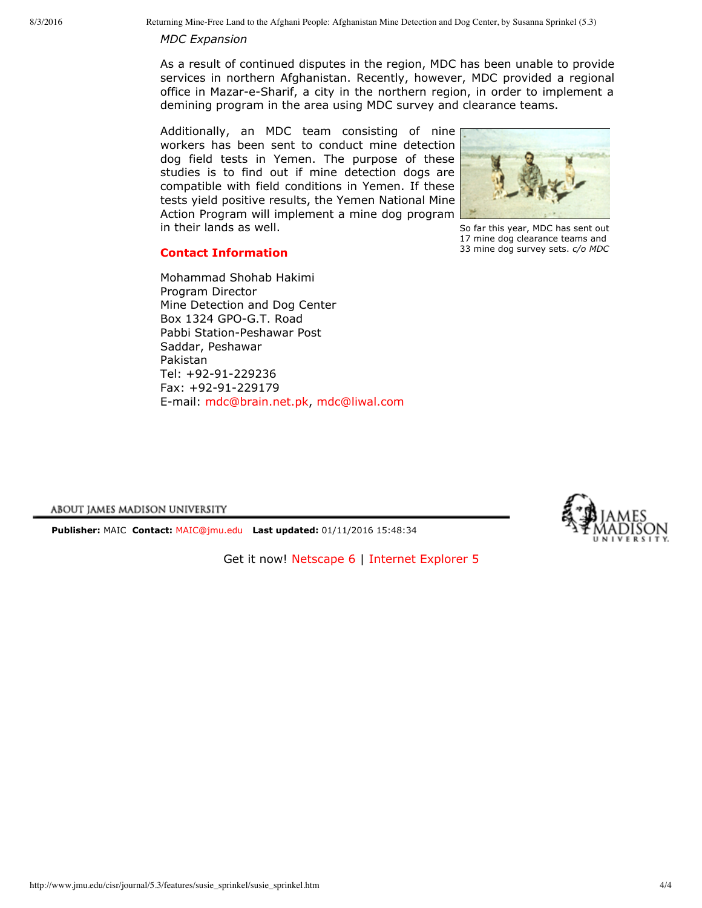*MDC Expansion*

As a result of continued disputes in the region, MDC has been unable to provide services in northern Afghanistan. Recently, however, MDC provided a regional office in Mazar-e-Sharif, a city in the northern region, in order to implement a demining program in the area using MDC survey and clearance teams.

Additionally, an MDC team consisting of nine workers has been sent to conduct mine detection dog field tests in Yemen. The purpose of these studies is to find out if mine detection dogs are compatible with field conditions in Yemen. If these tests yield positive results, the Yemen National Mine Action Program will implement a mine dog program in their lands as well.

So far this year, MDC has sent out 17 mine dog clearance teams and 33 mine dog survey sets. *c/o MDC*

## Contact Information

Mohammad Shohab Hakimi
Program Director
Mine Detection and Dog Center
Box 1324 GPO-G.T. Road
Pabbi Station-Peshawar Post
Saddar, Peshawar
Pakistan
Tel: +92-91-229236
Fax: +92-91-229179
E-mail: mdc@brain.net.pk, mdc@liwal.com

ABOUT JAMES MADISON UNIVERSITY

**Publisher:** MAIC **Contact:** MAIC@jmu.edu **Last updated:** 01/11/2016 15:48:34

Get it now! Netscape 6 | Internet Explorer 5